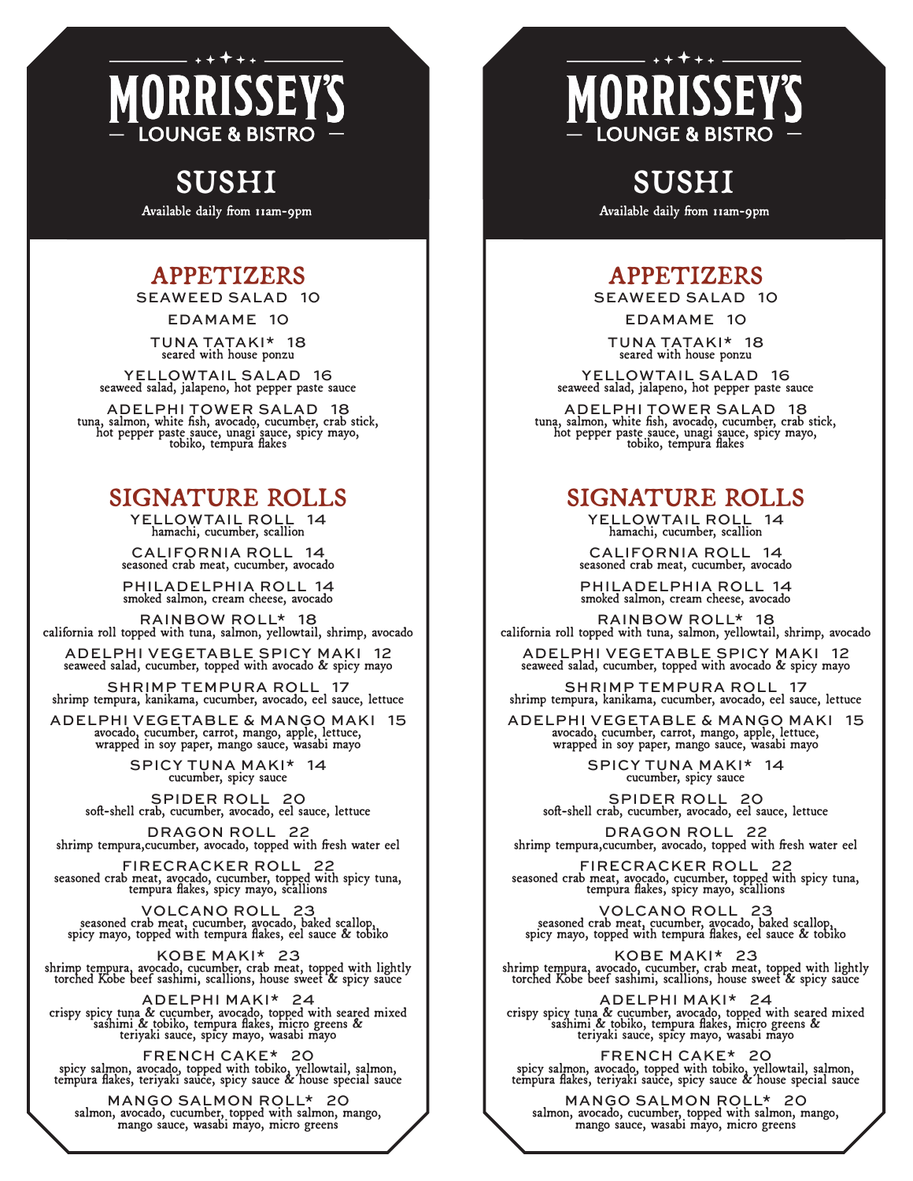# MORRISSEY'S

LOUNGE & BISTRO

## SUSHI

Available daily from 11am-9pm

### APPETIZERS

SEAWEED SALAD 10

EDAMAME 10

TUNA TATAKI* 18
seared with house ponzu

YELLOWTAIL SALAD 16
seaweed salad, jalapeno, hot pepper paste sauce

ADELPHI TOWER SALAD 18
tuna, salmon, white fish, avocado, cucumber, crab stick, hot pepper paste sauce, unagi sauce, spicy mayo, tobiko, tempura flakes

### SIGNATURE ROLLS

YELLOWTAIL ROLL 14
hamachi, cucumber, scallion

CALIFORNIA ROLL 14
seasoned crab meat, cucumber, avocado

PHILADELPHIA ROLL 14
smoked salmon, cream cheese, avocado

RAINBOW ROLL* 18
california roll topped with tuna, salmon, yellowtail, shrimp, avocado

ADELPHI VEGETABLE SPICY MAKI 12
seaweed salad, cucumber, topped with avocado & spicy mayo

SHRIMP TEMPURA ROLL 17
shrimp tempura, kanikama, cucumber, avocado, eel sauce, lettuce

ADELPHI VEGETABLE & MANGO MAKI 15
avocado, cucumber, carrot, mango, apple, lettuce, wrapped in soy paper, mango sauce, wasabi mayo

SPICY TUNA MAKI* 14
cucumber, spicy sauce

SPIDER ROLL 20
soft-shell crab, cucumber, avocado, eel sauce, lettuce

DRAGON ROLL 22
shrimp tempura,cucumber, avocado, topped with fresh water eel

FIRECRACKER ROLL 22
seasoned crab meat, avocado, cucumber, topped with spicy tuna, tempura flakes, spicy mayo, scallions

VOLCANO ROLL 23
seasoned crab meat, cucumber, avocado, baked scallop, spicy mayo, topped with tempura flakes, eel sauce & tobiko

KOBE MAKI* 23
shrimp tempura, avocado, cucumber, crab meat, topped with lightly torched Kobe beef sashimi, scallions, house sweet & spicy sauce

ADELPHI MAKI* 24
crispy spicy tuna & cucumber, avocado, topped with seared mixed sashimi & tobiko, tempura flakes, micro greens & teriyaki sauce, spicy mayo, wasabi mayo

FRENCH CAKE* 20
spicy salmon, avocado, topped with tobiko, yellowtail, salmon, tempura flakes, teriyaki sauce, spicy sauce & house special sauce

MANGO SALMON ROLL* 20
salmon, avocado, cucumber, topped with salmon, mango, mango sauce, wasabi mayo, micro greens

# MORRISSEY'S

LOUNGE & BISTRO

## SUSHI

Available daily from 11am-9pm

### APPETIZERS

SEAWEED SALAD 10

EDAMAME 10

TUNA TATAKI* 18
seared with house ponzu

YELLOWTAIL SALAD 16
seaweed salad, jalapeno, hot pepper paste sauce

ADELPHI TOWER SALAD 18
tuna, salmon, white fish, avocado, cucumber, crab stick, hot pepper paste sauce, unagi sauce, spicy mayo, tobiko, tempura flakes

### SIGNATURE ROLLS

YELLOWTAIL ROLL 14
hamachi, cucumber, scallion

CALIFORNIA ROLL 14
seasoned crab meat, cucumber, avocado

PHILADELPHIA ROLL 14
smoked salmon, cream cheese, avocado

RAINBOW ROLL* 18
california roll topped with tuna, salmon, yellowtail, shrimp, avocado

ADELPHI VEGETABLE SPICY MAKI 12
seaweed salad, cucumber, topped with avocado & spicy mayo

SHRIMP TEMPURA ROLL 17
shrimp tempura, kanikama, cucumber, avocado, eel sauce, lettuce

ADELPHI VEGETABLE & MANGO MAKI 15
avocado, cucumber, carrot, mango, apple, lettuce, wrapped in soy paper, mango sauce, wasabi mayo

SPICY TUNA MAKI* 14
cucumber, spicy sauce

SPIDER ROLL 20
soft-shell crab, cucumber, avocado, eel sauce, lettuce

DRAGON ROLL 22
shrimp tempura,cucumber, avocado, topped with fresh water eel

FIRECRACKER ROLL 22
seasoned crab meat, avocado, cucumber, topped with spicy tuna, tempura flakes, spicy mayo, scallions

VOLCANO ROLL 23
seasoned crab meat, cucumber, avocado, baked scallop, spicy mayo, topped with tempura flakes, eel sauce & tobiko

KOBE MAKI* 23
shrimp tempura, avocado, cucumber, crab meat, topped with lightly torched Kobe beef sashimi, scallions, house sweet & spicy sauce

ADELPHI MAKI* 24
crispy spicy tuna & cucumber, avocado, topped with seared mixed sashimi & tobiko, tempura flakes, micro greens & teriyaki sauce, spicy mayo, wasabi mayo

FRENCH CAKE* 20
spicy salmon, avocado, topped with tobiko, yellowtail, salmon, tempura flakes, teriyaki sauce, spicy sauce & house special sauce

MANGO SALMON ROLL* 20
salmon, avocado, cucumber, topped with salmon, mango, mango sauce, wasabi mayo, micro greens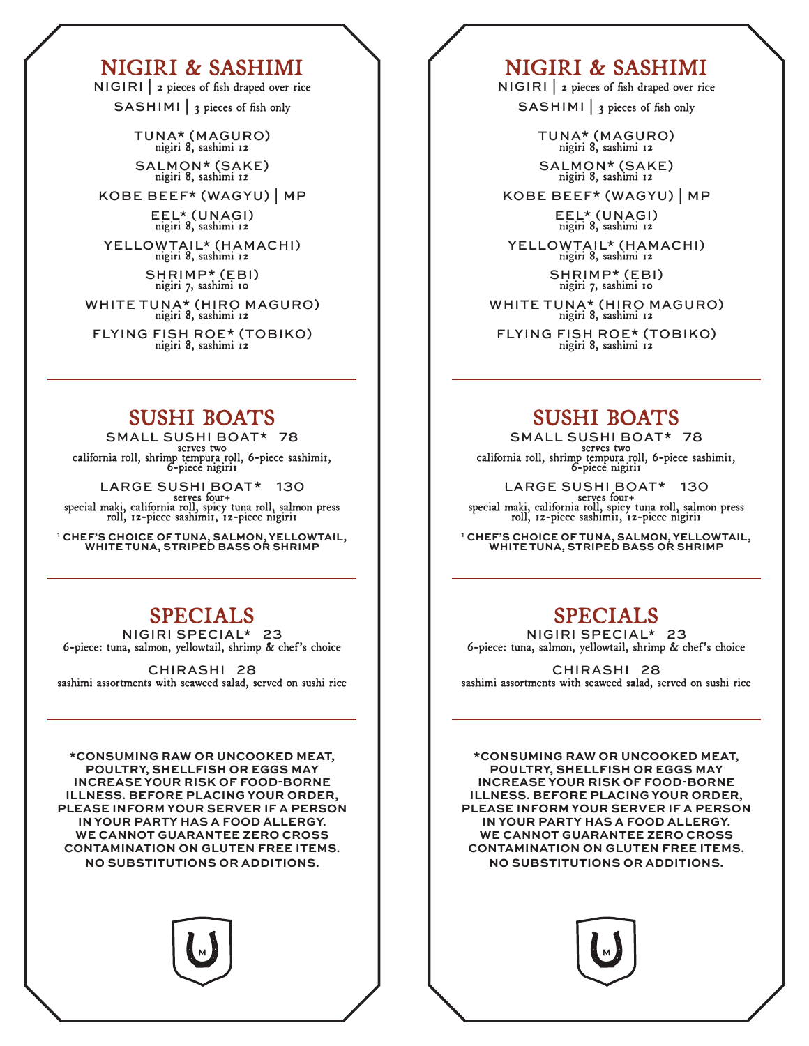## NIGIRI & SASHIMI

NIGIRI | 2 pieces of fish draped over rice

SASHIMI | 3 pieces of fish only

TUNA* (MAGURO)
nigiri 8, sashimi 12

SALMON* (SAKE)
nigiri 8, sashimi 12

KOBE BEEF* (WAGYU) | MP

EEL* (UNAGI)
nigiri 8, sashimi 12

YELLOWTAIL* (HAMACHI)
nigiri 8, sashimi 12

SHRIMP* (EBI)
nigiri 7, sashimi 10

WHITE TUNA* (HIRO MAGURO)
nigiri 8, sashimi 12

FLYING FISH ROE* (TOBIKO)
nigiri 8, sashimi 12

## SUSHI BOATS

SMALL SUSHI BOAT* 78
serves two
california roll, shrimp tempura roll, 6-piece sashimi[1], 6-piece nigiri[1]

LARGE SUSHI BOAT* 130
serves four+
special maki, california roll, spicy tuna roll, salmon press roll, 12-piece sashimi[1], 12-piece nigiri[1]

[1] CHEF'S CHOICE OF TUNA, SALMON, YELLOWTAIL, WHITE TUNA, STRIPED BASS OR SHRIMP

## SPECIALS

NIGIRI SPECIAL* 23
6-piece: tuna, salmon, yellowtail, shrimp & chef's choice

CHIRASHI 28
sashimi assortments with seaweed salad, served on sushi rice

**\*CONSUMING RAW OR UNCOOKED MEAT, POULTRY, SHELLFISH OR EGGS MAY INCREASE YOUR RISK OF FOOD-BORNE ILLNESS. BEFORE PLACING YOUR ORDER, PLEASE INFORM YOUR SERVER IF A PERSON IN YOUR PARTY HAS A FOOD ALLERGY. WE CANNOT GUARANTEE ZERO CROSS CONTAMINATION ON GLUTEN FREE ITEMS. NO SUBSTITUTIONS OR ADDITIONS.**

## NIGIRI & SASHIMI

NIGIRI | 2 pieces of fish draped over rice

SASHIMI | 3 pieces of fish only

TUNA* (MAGURO)
nigiri 8, sashimi 12

SALMON* (SAKE)
nigiri 8, sashimi 12

KOBE BEEF* (WAGYU) | MP

EEL* (UNAGI)
nigiri 8, sashimi 12

YELLOWTAIL* (HAMACHI)
nigiri 8, sashimi 12

SHRIMP* (EBI)
nigiri 7, sashimi 10

WHITE TUNA* (HIRO MAGURO)
nigiri 8, sashimi 12

FLYING FISH ROE* (TOBIKO)
nigiri 8, sashimi 12

## SUSHI BOATS

SMALL SUSHI BOAT* 78
serves two
california roll, shrimp tempura roll, 6-piece sashimi[1], 6-piece nigiri[1]

LARGE SUSHI BOAT* 130
serves four+
special maki, california roll, spicy tuna roll, salmon press roll, 12-piece sashimi[1], 12-piece nigiri[1]

[1] CHEF'S CHOICE OF TUNA, SALMON, YELLOWTAIL, WHITE TUNA, STRIPED BASS OR SHRIMP

## SPECIALS

NIGIRI SPECIAL* 23
6-piece: tuna, salmon, yellowtail, shrimp & chef's choice

CHIRASHI 28
sashimi assortments with seaweed salad, served on sushi rice

**\*CONSUMING RAW OR UNCOOKED MEAT, POULTRY, SHELLFISH OR EGGS MAY INCREASE YOUR RISK OF FOOD-BORNE ILLNESS. BEFORE PLACING YOUR ORDER, PLEASE INFORM YOUR SERVER IF A PERSON IN YOUR PARTY HAS A FOOD ALLERGY. WE CANNOT GUARANTEE ZERO CROSS CONTAMINATION ON GLUTEN FREE ITEMS. NO SUBSTITUTIONS OR ADDITIONS.**